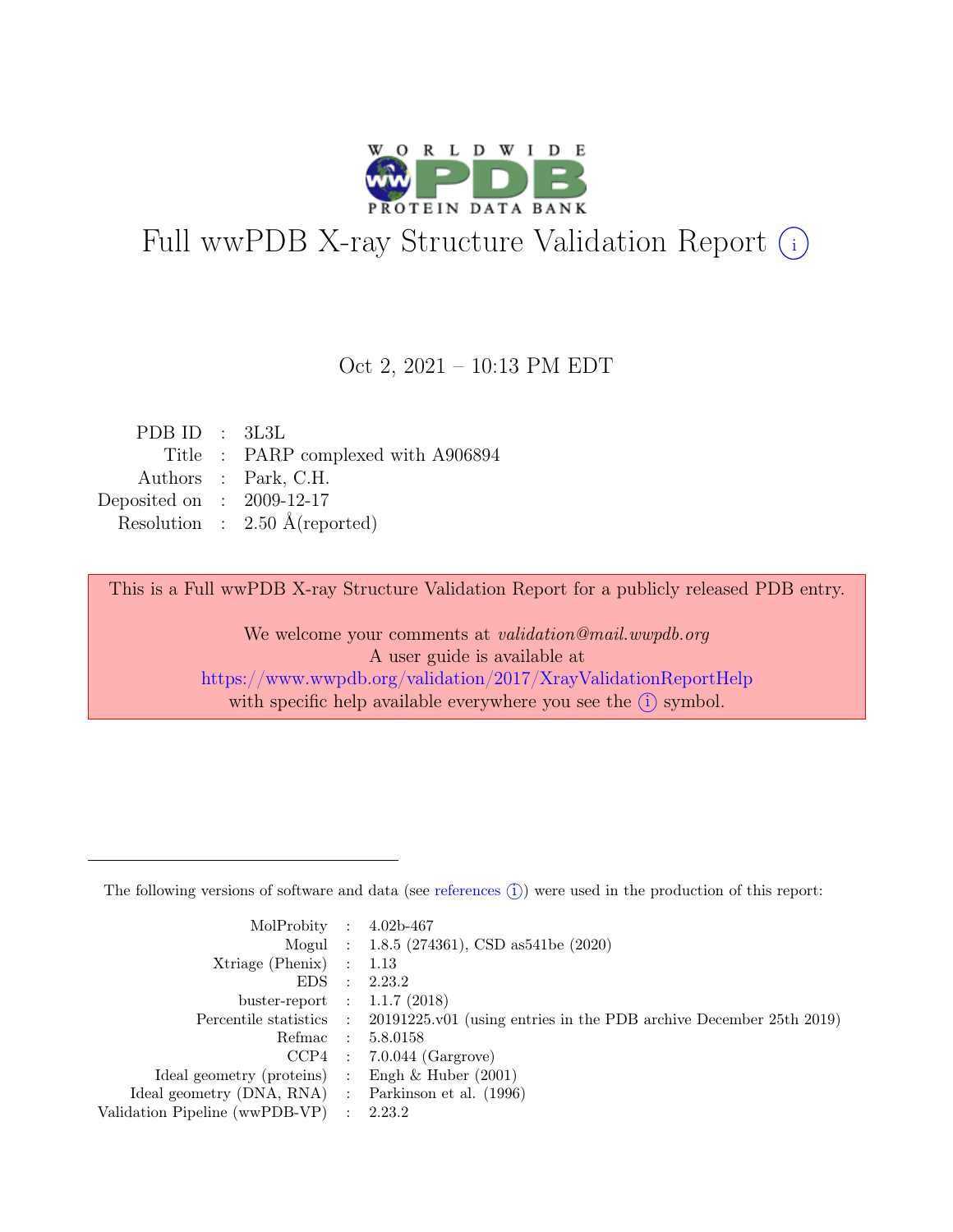# Full wwPDB X-ray Structure Validation Report (i)

Oct 2, 2021 – 10:13 PM EDT

| | | |
|---|---|---|
| PDB ID | : | 3L3L |
| Title | : | PARP complexed with A906894 |
| Authors | : | Park, C.H. |
| Deposited on | : | 2009-12-17 |
| Resolution | : | 2.50 Å(reported) |

This is a Full wwPDB X-ray Structure Validation Report for a publicly released PDB entry.

We welcome your comments at *validation@mail.wwpdb.org*
A user guide is available at
https://www.wwpdb.org/validation/2017/XrayValidationReportHelp
with specific help available everywhere you see the (i) symbol.

---

The following versions of software and data (see references (i)) were used in the production of this report:

| | | |
|---|---|---|
| MolProbity | : | 4.02b-467 |
| Mogul | : | 1.8.5 (274361), CSD as541be (2020) |
| Xtriage (Phenix) | : | 1.13 |
| EDS | : | 2.23.2 |
| buster-report | : | 1.1.7 (2018) |
| Percentile statistics | : | 20191225.v01 (using entries in the PDB archive December 25th 2019) |
| Refmac | : | 5.8.0158 |
| CCP4 | : | 7.0.044 (Gargrove) |
| Ideal geometry (proteins) | : | Engh & Huber (2001) |
| Ideal geometry (DNA, RNA) | : | Parkinson et al. (1996) |
| Validation Pipeline (wwPDB-VP) | : | 2.23.2 |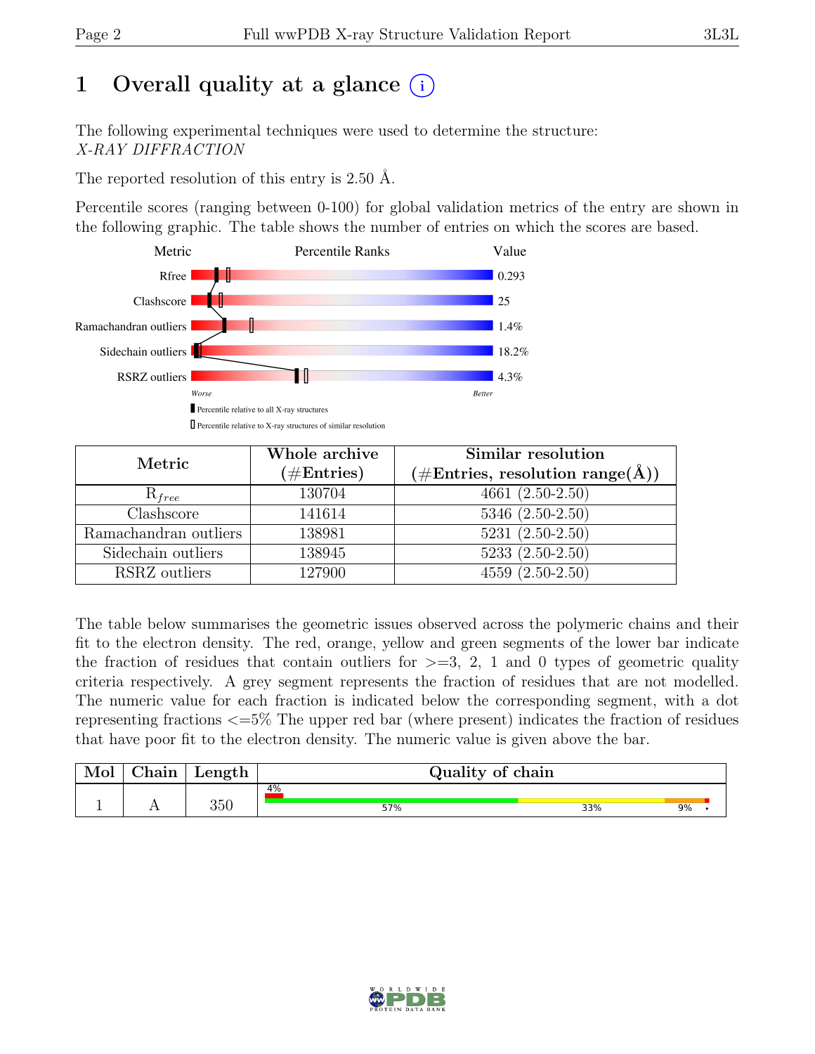# 1 Overall quality at a glance (i)

The following experimental techniques were used to determine the structure:
*X-RAY DIFFRACTION*

The reported resolution of this entry is 2.50 Å.

Percentile scores (ranging between 0-100) for global validation metrics of the entry are shown in the following graphic. The table shows the number of entries on which the scores are based.

| Metric | Value |
|---|---|
| Rfree | 0.293 |
| Clashscore | 25 |
| Ramachandran outliers | 1.4% |
| Sidechain outliers | 18.2% |
| RSRZ outliers | 4.3% |

Worse — Better

▮ Percentile relative to all X-ray structures

▯ Percentile relative to X-ray structures of similar resolution

| Metric | Whole archive (#Entries) | Similar resolution (#Entries, resolution range(Å)) |
|---|---|---|
| $R_{free}$ | 130704 | 4661 (2.50-2.50) |
| Clashscore | 141614 | 5346 (2.50-2.50) |
| Ramachandran outliers | 138981 | 5231 (2.50-2.50) |
| Sidechain outliers | 138945 | 5233 (2.50-2.50) |
| RSRZ outliers | 127900 | 4559 (2.50-2.50) |

The table below summarises the geometric issues observed across the polymeric chains and their fit to the electron density. The red, orange, yellow and green segments of the lower bar indicate the fraction of residues that contain outliers for >=3, 2, 1 and 0 types of geometric quality criteria respectively. A grey segment represents the fraction of residues that are not modelled. The numeric value for each fraction is indicated below the corresponding segment, with a dot representing fractions <=5% The upper red bar (where present) indicates the fraction of residues that have poor fit to the electron density. The numeric value is given above the bar.

| Mol | Chain | Length | Quality of chain |
|---|---|---|---|
| 1 | A | 350 | 4% / 57% / 33% / 9% / • |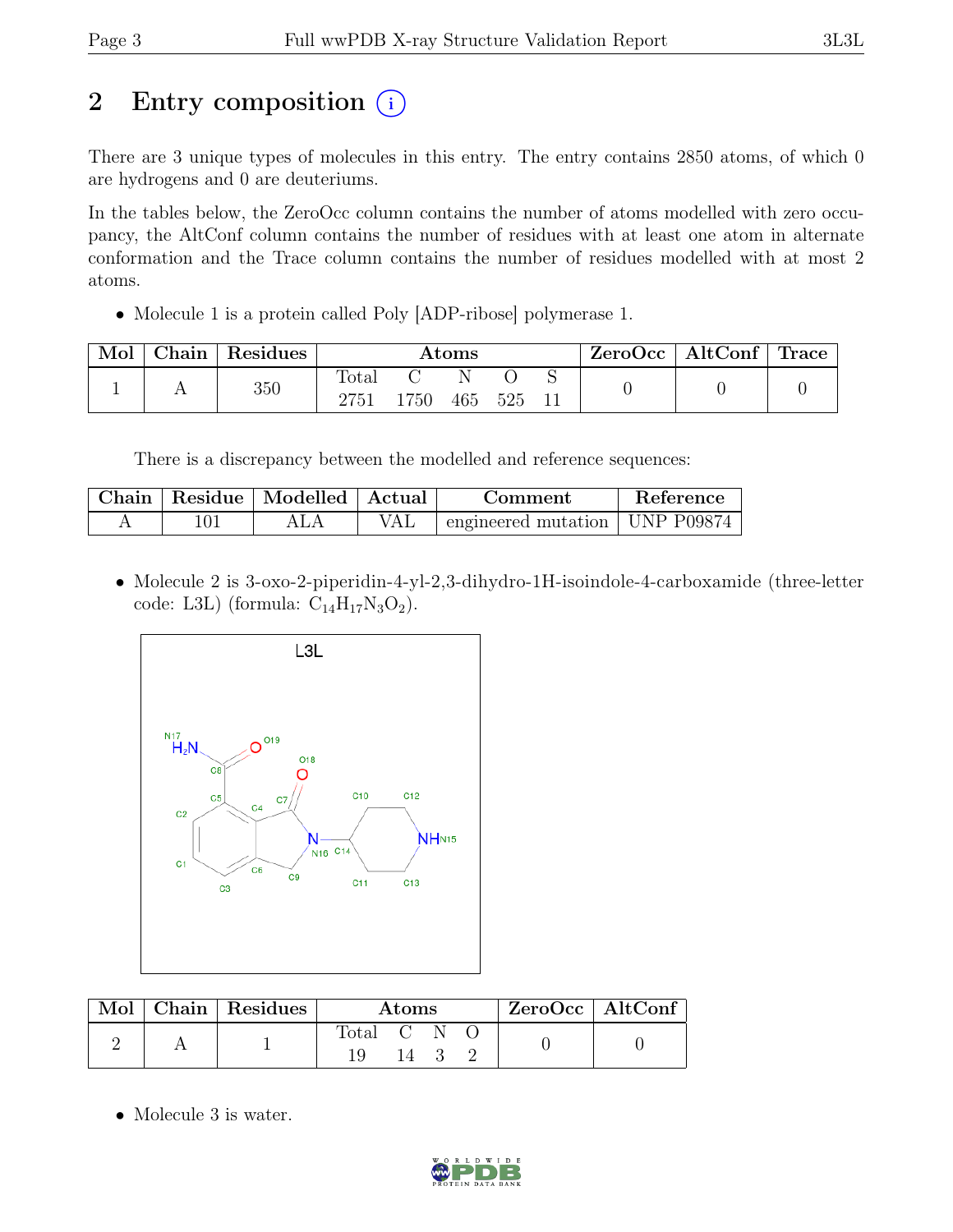## 2 Entry composition (i)

There are 3 unique types of molecules in this entry. The entry contains 2850 atoms, of which 0 are hydrogens and 0 are deuteriums.

In the tables below, the ZeroOcc column contains the number of atoms modelled with zero occupancy, the AltConf column contains the number of residues with at least one atom in alternate conformation and the Trace column contains the number of residues modelled with at most 2 atoms.

- Molecule 1 is a protein called Poly [ADP-ribose] polymerase 1.

| Mol | Chain | Residues | Atoms | | | | | ZeroOcc | AltConf | Trace |
|---|---|---|---|---|---|---|---|---|---|---|
| | | | Total | C | N | O | S | | | |
| 1 | A | 350 | 2751 | 1750 | 465 | 525 | 11 | 0 | 0 | 0 |

There is a discrepancy between the modelled and reference sequences:

| Chain | Residue | Modelled | Actual | Comment | Reference |
|---|---|---|---|---|---|
| A | 101 | ALA | VAL | engineered mutation | UNP P09874 |

- Molecule 2 is 3-oxo-2-piperidin-4-yl-2,3-dihydro-1H-isoindole-4-carboxamide (three-letter code: L3L) (formula: $C_{14}H_{17}N_3O_2$).

| Mol | Chain | Residues | Atoms | | | | ZeroOcc | AltConf |
|---|---|---|---|---|---|---|---|---|
| | | | Total | C | N | O | | |
| 2 | A | 1 | 19 | 14 | 3 | 2 | 0 | 0 |

- Molecule 3 is water.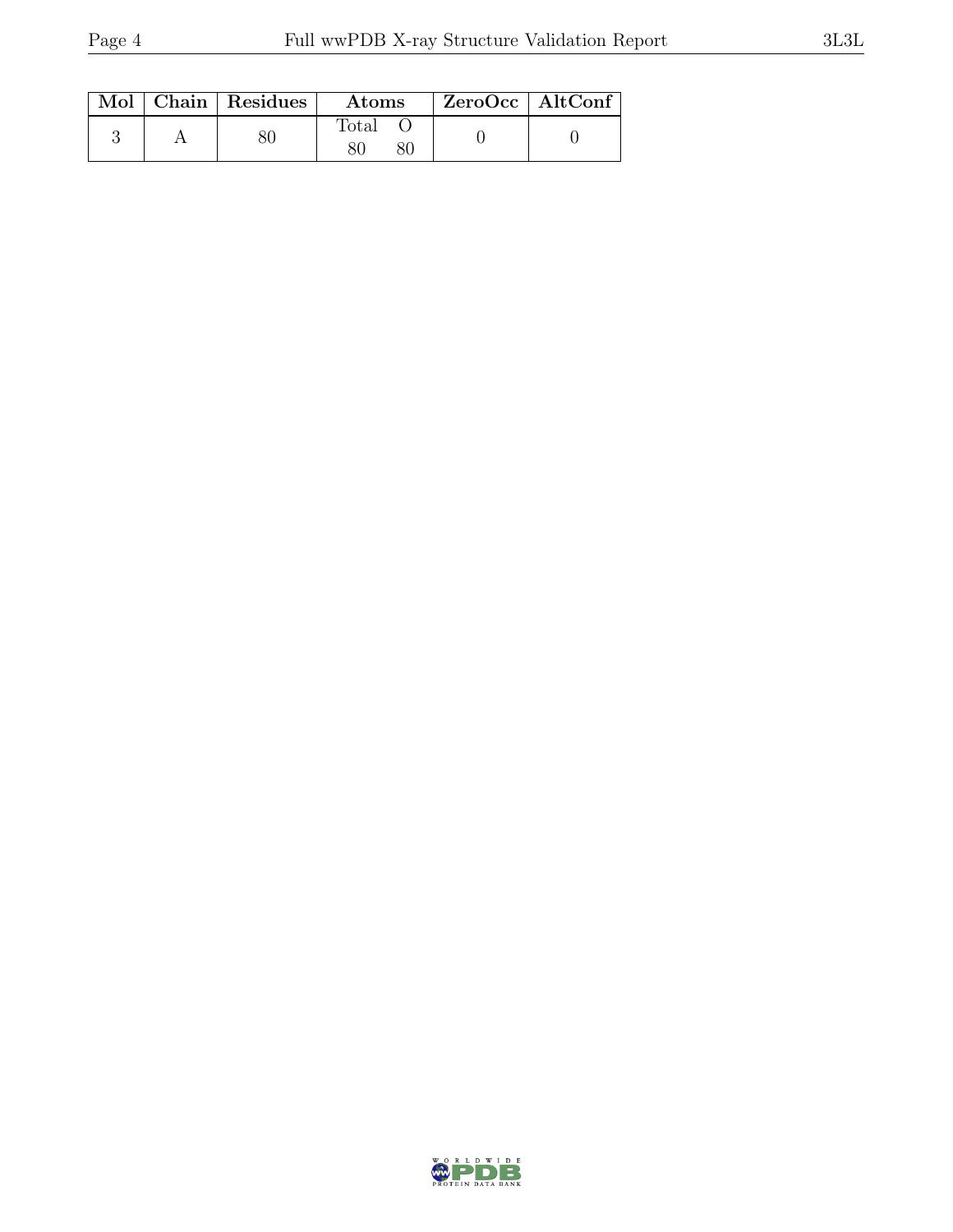| Mol | Chain | Residues | Atoms | | ZeroOcc | AltConf |
|---|---|---|---|---|---|---|
| | | | Total | O | | |
| 3 | A | 80 | 80 | 80 | 0 | 0 |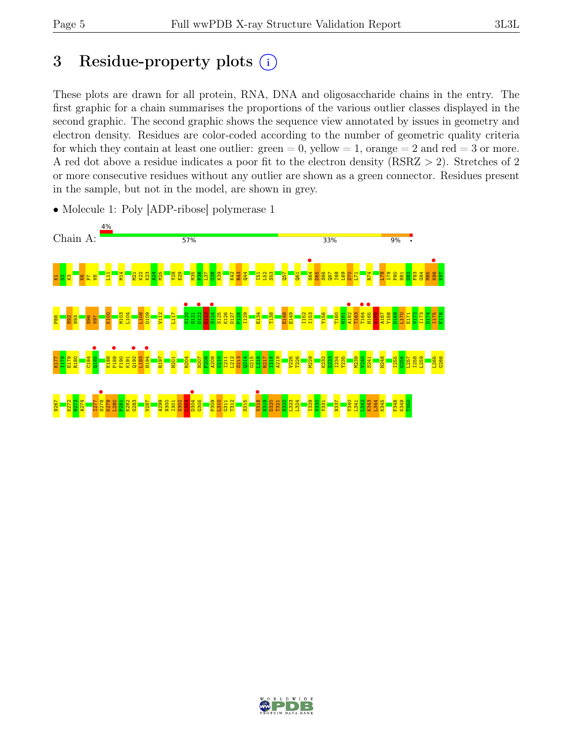# 3 Residue-property plots

These plots are drawn for all protein, RNA, DNA and oligosaccharide chains in the entry. The first graphic for a chain summarises the proportions of the various outlier classes displayed in the second graphic. The second graphic shows the sequence view annotated by issues in geometry and electron density. Residues are color-coded according to the number of geometric quality criteria for which they contain at least one outlier: green = 0, yellow = 1, orange = 2 and red = 3 or more. A red dot above a residue indicates a poor fit to the electron density (RSRZ > 2). Stretches of 2 or more consecutive residues without any outlier are shown as a green connector. Residues present in the sample, but not in the model, are shown in grey.

- Molecule 1: Poly [ADP-ribose] polymerase 1

Chain A: 4% | 57% | 33% | 9% | •

K1 S2 K3 K6 P7 V8 L11 M14 M21 K22 K23 A24 M25 Y28 E29 M35 P36 L37 G38 K39 K42 R43 Q44 I51 L52 S53 Q57 Q61 S64 D65 S66 Q67 I68 L69 D70 L71 R74 L78 I79 P80 H81 D82 F83 G84 M85 K86 K87 P88 M92 N93 S96 V97 K100 M103 L104 L108 D109 V112 L117 G120 S121 D122 D123 S124 S125 K126 D127 P128 I129 E134 T138 E148 E149 I152 I153 Y156 T160 H161 A162 T163 T164 H165 N166 A167 Y168 D169 L170 E171 V172 I173 D174 I175 F176 K177 I178 E179 R180 C184 Q185 K188 P189 F190 K191 Q192 L193 H194 R197 H201 R204 N207 F208 A209 G210 I211 L212 S213 Q214 G215 L216 R217 I218 A219 V225 T226 M229 K232 G233 I234 Y235 M239 V240 S241 H248 I255 G256 L257 I258 L259 L265 G266 N267 K272 H273 A274 I277 S278 K279 L280 P281 K282 G283 V287 A299 N300 I301 S302 L303 D304 G305 P309 L310 G311 T312 S315 V318 N319 D320 T321 S322 L323 L324 I329 V330 Y331 N337 Y340 L341 L342 K343 L344 K345 F348 K349 T350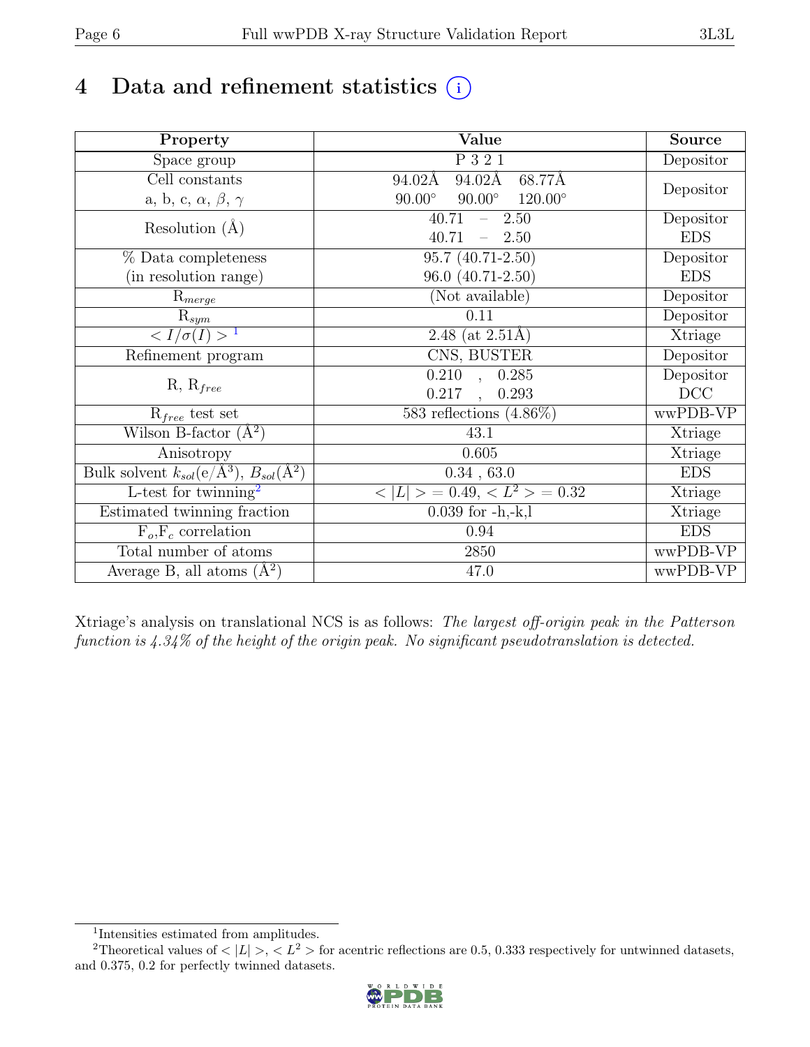# 4 Data and refinement statistics

| Property | Value | Source |
|---|---|---|
| Space group | P 3 2 1 | Depositor |
| Cell constants<br>a, b, c, $\alpha$, $\beta$, $\gamma$ | 94.02Å 94.02Å 68.77Å<br>90.00° 90.00° 120.00° | Depositor |
| Resolution (Å) | 40.71 – 2.50<br>40.71 – 2.50 | Depositor<br>EDS |
| % Data completeness<br>(in resolution range) | 95.7 (40.71-2.50)<br>96.0 (40.71-2.50) | Depositor<br>EDS |
| $R_{merge}$ | (Not available) | Depositor |
| $R_{sym}$ | 0.11 | Depositor |
| $< I/\sigma(I) >$ [1] | 2.48 (at 2.51Å) | Xtriage |
| Refinement program | CNS, BUSTER | Depositor |
| R, $R_{free}$ | 0.210 , 0.285<br>0.217 , 0.293 | Depositor<br>DCC |
| $R_{free}$ test set | 583 reflections (4.86%) | wwPDB-VP |
| Wilson B-factor (Å$^2$) | 43.1 | Xtriage |
| Anisotropy | 0.605 | Xtriage |
| Bulk solvent $k_{sol}$(e/Å$^3$), $B_{sol}$(Å$^2$) | 0.34 , 63.0 | EDS |
| L-test for twinning[2] | $< \|L\| >= 0.49$, $< L^2 >= 0.32$ | Xtriage |
| Estimated twinning fraction | 0.039 for -h,-k,l | Xtriage |
| $F_o$,$F_c$ correlation | 0.94 | EDS |
| Total number of atoms | 2850 | wwPDB-VP |
| Average B, all atoms (Å$^2$) | 47.0 | wwPDB-VP |

Xtriage's analysis on translational NCS is as follows: *The largest off-origin peak in the Patterson function is 4.34% of the height of the origin peak. No significant pseudotranslation is detected.*

[1] Intensities estimated from amplitudes.

[2] Theoretical values of $< |L| >$, $< L^2 >$ for acentric reflections are 0.5, 0.333 respectively for untwinned datasets, and 0.375, 0.2 for perfectly twinned datasets.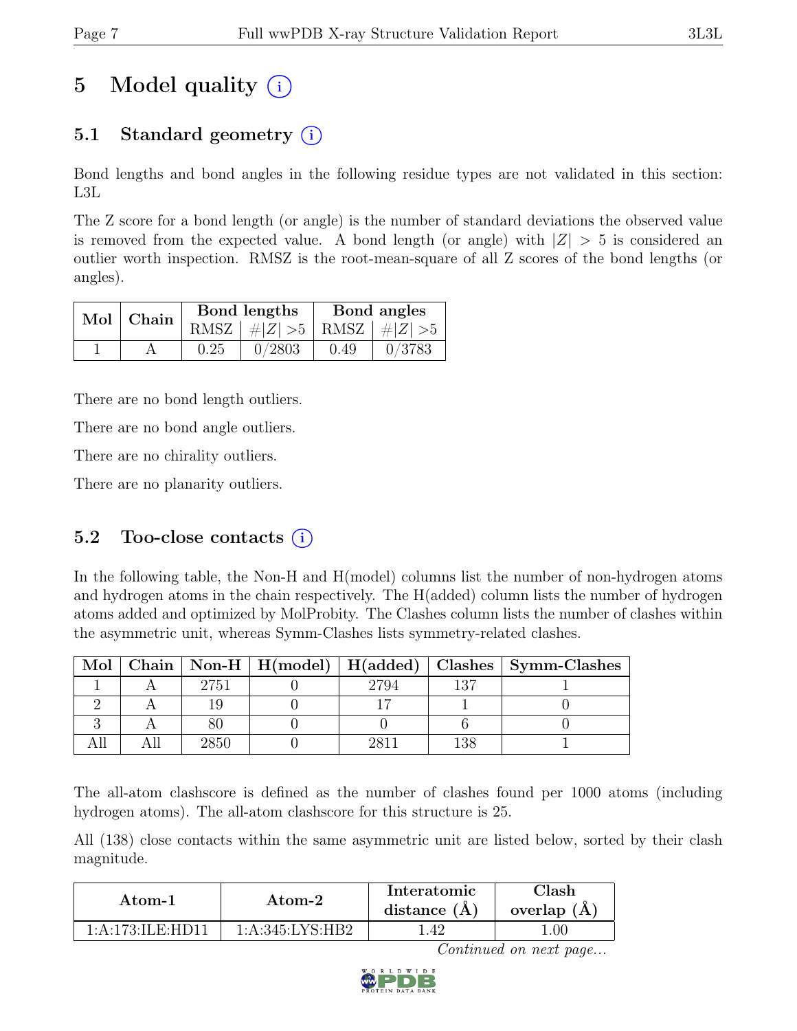# 5 Model quality (i)

## 5.1 Standard geometry (i)

Bond lengths and bond angles in the following residue types are not validated in this section: L3L

The Z score for a bond length (or angle) is the number of standard deviations the observed value is removed from the expected value. A bond length (or angle) with $|Z| > 5$ is considered an outlier worth inspection. RMSZ is the root-mean-square of all Z scores of the bond lengths (or angles).

| Mol | Chain | Bond lengths | | Bond angles | |
|---|---|---|---|---|---|
| | | RMSZ | $\#\|Z\| > 5$ | RMSZ | $\#\|Z\| > 5$ |
| 1 | A | 0.25 | 0/2803 | 0.49 | 0/3783 |

There are no bond length outliers.

There are no bond angle outliers.

There are no chirality outliers.

There are no planarity outliers.

## 5.2 Too-close contacts (i)

In the following table, the Non-H and H(model) columns list the number of non-hydrogen atoms and hydrogen atoms in the chain respectively. The H(added) column lists the number of hydrogen atoms added and optimized by MolProbity. The Clashes column lists the number of clashes within the asymmetric unit, whereas Symm-Clashes lists symmetry-related clashes.

| Mol | Chain | Non-H | H(model) | H(added) | Clashes | Symm-Clashes |
|---|---|---|---|---|---|---|
| 1 | A | 2751 | 0 | 2794 | 137 | 1 |
| 2 | A | 19 | 0 | 17 | 1 | 0 |
| 3 | A | 80 | 0 | 0 | 6 | 0 |
| All | All | 2850 | 0 | 2811 | 138 | 1 |

The all-atom clashscore is defined as the number of clashes found per 1000 atoms (including hydrogen atoms). The all-atom clashscore for this structure is 25.

All (138) close contacts within the same asymmetric unit are listed below, sorted by their clash magnitude.

| Atom-1 | Atom-2 | Interatomic distance (Å) | Clash overlap (Å) |
|---|---|---|---|
| 1:A:173:ILE:HD11 | 1:A:345:LYS:HB2 | 1.42 | 1.00 |

*Continued on next page...*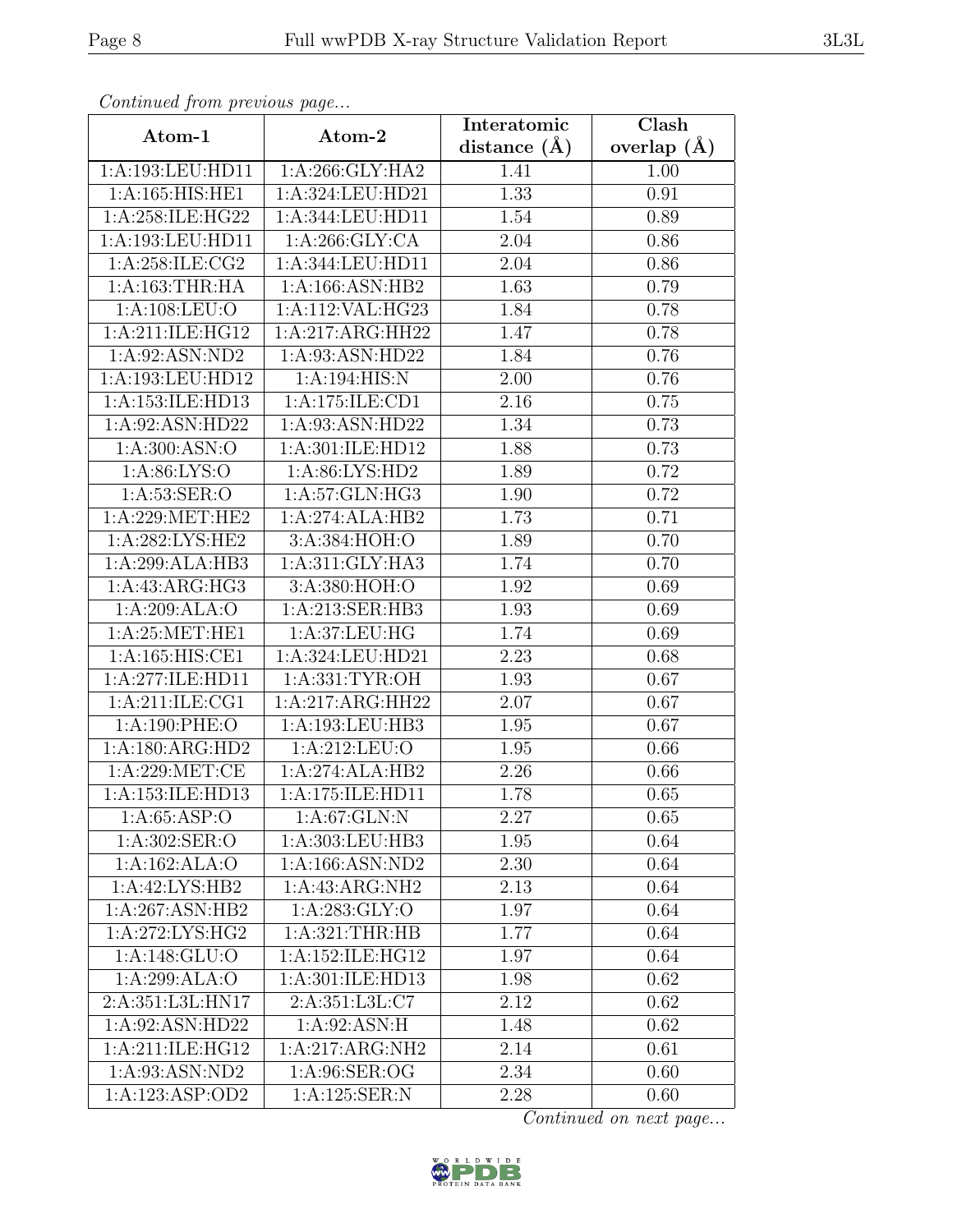*Continued from previous page...*

| Atom-1 | Atom-2 | Interatomic distance (Å) | Clash overlap (Å) |
|---|---|---|---|
| 1:A:193:LEU:HD11 | 1:A:266:GLY:HA2 | 1.41 | 1.00 |
| 1:A:165:HIS:HE1 | 1:A:324:LEU:HD21 | 1.33 | 0.91 |
| 1:A:258:ILE:HG22 | 1:A:344:LEU:HD11 | 1.54 | 0.89 |
| 1:A:193:LEU:HD11 | 1:A:266:GLY:CA | 2.04 | 0.86 |
| 1:A:258:ILE:CG2 | 1:A:344:LEU:HD11 | 2.04 | 0.86 |
| 1:A:163:THR:HA | 1:A:166:ASN:HB2 | 1.63 | 0.79 |
| 1:A:108:LEU:O | 1:A:112:VAL:HG23 | 1.84 | 0.78 |
| 1:A:211:ILE:HG12 | 1:A:217:ARG:HH22 | 1.47 | 0.78 |
| 1:A:92:ASN:ND2 | 1:A:93:ASN:HD22 | 1.84 | 0.76 |
| 1:A:193:LEU:HD12 | 1:A:194:HIS:N | 2.00 | 0.76 |
| 1:A:153:ILE:HD13 | 1:A:175:ILE:CD1 | 2.16 | 0.75 |
| 1:A:92:ASN:HD22 | 1:A:93:ASN:HD22 | 1.34 | 0.73 |
| 1:A:300:ASN:O | 1:A:301:ILE:HD12 | 1.88 | 0.73 |
| 1:A:86:LYS:O | 1:A:86:LYS:HD2 | 1.89 | 0.72 |
| 1:A:53:SER:O | 1:A:57:GLN:HG3 | 1.90 | 0.72 |
| 1:A:229:MET:HE2 | 1:A:274:ALA:HB2 | 1.73 | 0.71 |
| 1:A:282:LYS:HE2 | 3:A:384:HOH:O | 1.89 | 0.70 |
| 1:A:299:ALA:HB3 | 1:A:311:GLY:HA3 | 1.74 | 0.70 |
| 1:A:43:ARG:HG3 | 3:A:380:HOH:O | 1.92 | 0.69 |
| 1:A:209:ALA:O | 1:A:213:SER:HB3 | 1.93 | 0.69 |
| 1:A:25:MET:HE1 | 1:A:37:LEU:HG | 1.74 | 0.69 |
| 1:A:165:HIS:CE1 | 1:A:324:LEU:HD21 | 2.23 | 0.68 |
| 1:A:277:ILE:HD11 | 1:A:331:TYR:OH | 1.93 | 0.67 |
| 1:A:211:ILE:CG1 | 1:A:217:ARG:HH22 | 2.07 | 0.67 |
| 1:A:190:PHE:O | 1:A:193:LEU:HB3 | 1.95 | 0.67 |
| 1:A:180:ARG:HD2 | 1:A:212:LEU:O | 1.95 | 0.66 |
| 1:A:229:MET:CE | 1:A:274:ALA:HB2 | 2.26 | 0.66 |
| 1:A:153:ILE:HD13 | 1:A:175:ILE:HD11 | 1.78 | 0.65 |
| 1:A:65:ASP:O | 1:A:67:GLN:N | 2.27 | 0.65 |
| 1:A:302:SER:O | 1:A:303:LEU:HB3 | 1.95 | 0.64 |
| 1:A:162:ALA:O | 1:A:166:ASN:ND2 | 2.30 | 0.64 |
| 1:A:42:LYS:HB2 | 1:A:43:ARG:NH2 | 2.13 | 0.64 |
| 1:A:267:ASN:HB2 | 1:A:283:GLY:O | 1.97 | 0.64 |
| 1:A:272:LYS:HG2 | 1:A:321:THR:HB | 1.77 | 0.64 |
| 1:A:148:GLU:O | 1:A:152:ILE:HG12 | 1.97 | 0.64 |
| 1:A:299:ALA:O | 1:A:301:ILE:HD13 | 1.98 | 0.62 |
| 2:A:351:L3L:HN17 | 2:A:351:L3L:C7 | 2.12 | 0.62 |
| 1:A:92:ASN:HD22 | 1:A:92:ASN:H | 1.48 | 0.62 |
| 1:A:211:ILE:HG12 | 1:A:217:ARG:NH2 | 2.14 | 0.61 |
| 1:A:93:ASN:ND2 | 1:A:96:SER:OG | 2.34 | 0.60 |
| 1:A:123:ASP:OD2 | 1:A:125:SER:N | 2.28 | 0.60 |

*Continued on next page...*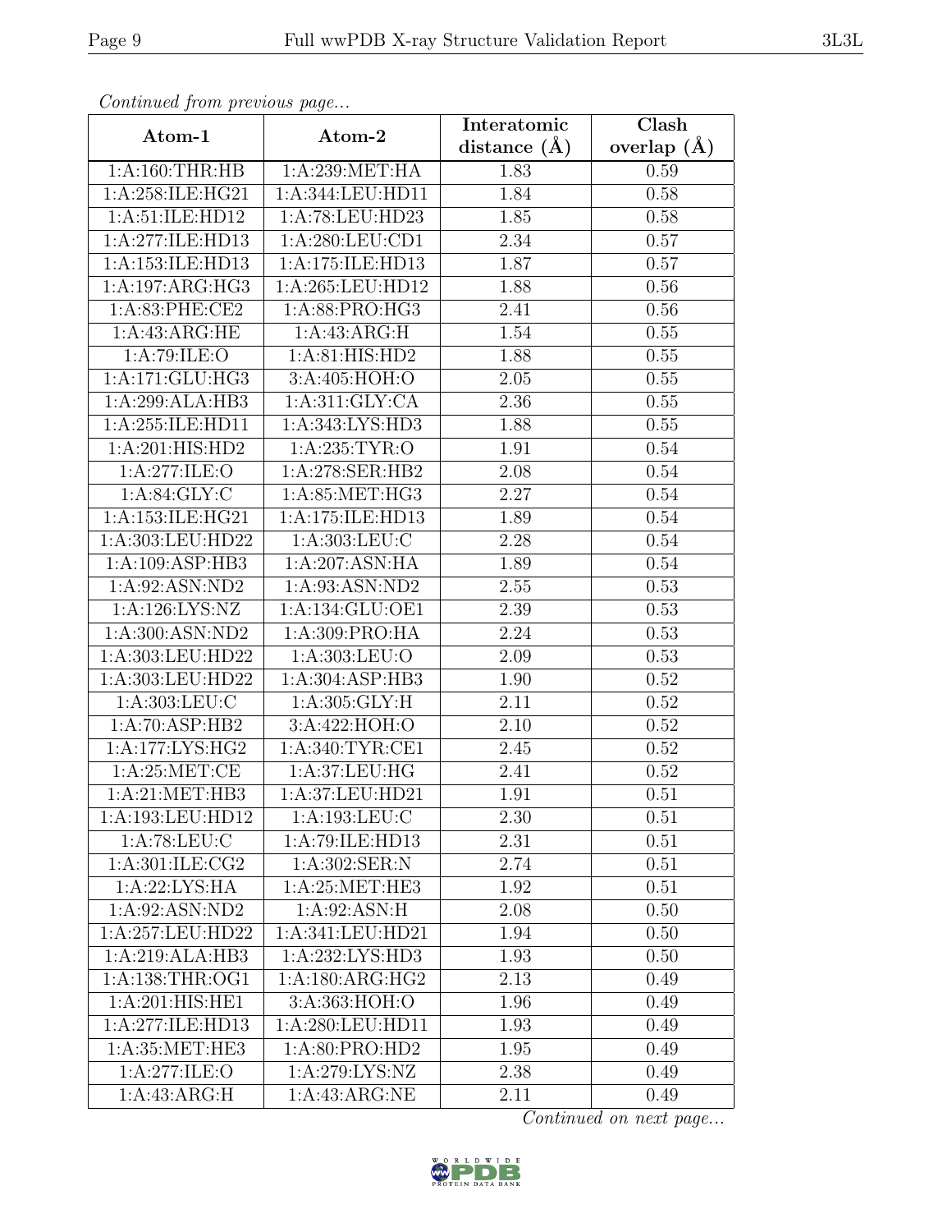*Continued from previous page...*

| Atom-1 | Atom-2 | Interatomic distance (Å) | Clash overlap (Å) |
|---|---|---|---|
| 1:A:160:THR:HB | 1:A:239:MET:HA | 1.83 | 0.59 |
| 1:A:258:ILE:HG21 | 1:A:344:LEU:HD11 | 1.84 | 0.58 |
| 1:A:51:ILE:HD12 | 1:A:78:LEU:HD23 | 1.85 | 0.58 |
| 1:A:277:ILE:HD13 | 1:A:280:LEU:CD1 | 2.34 | 0.57 |
| 1:A:153:ILE:HD13 | 1:A:175:ILE:HD13 | 1.87 | 0.57 |
| 1:A:197:ARG:HG3 | 1:A:265:LEU:HD12 | 1.88 | 0.56 |
| 1:A:83:PHE:CE2 | 1:A:88:PRO:HG3 | 2.41 | 0.56 |
| 1:A:43:ARG:HE | 1:A:43:ARG:H | 1.54 | 0.55 |
| 1:A:79:ILE:O | 1:A:81:HIS:HD2 | 1.88 | 0.55 |
| 1:A:171:GLU:HG3 | 3:A:405:HOH:O | 2.05 | 0.55 |
| 1:A:299:ALA:HB3 | 1:A:311:GLY:CA | 2.36 | 0.55 |
| 1:A:255:ILE:HD11 | 1:A:343:LYS:HD3 | 1.88 | 0.55 |
| 1:A:201:HIS:HD2 | 1:A:235:TYR:O | 1.91 | 0.54 |
| 1:A:277:ILE:O | 1:A:278:SER:HB2 | 2.08 | 0.54 |
| 1:A:84:GLY:C | 1:A:85:MET:HG3 | 2.27 | 0.54 |
| 1:A:153:ILE:HG21 | 1:A:175:ILE:HD13 | 1.89 | 0.54 |
| 1:A:303:LEU:HD22 | 1:A:303:LEU:C | 2.28 | 0.54 |
| 1:A:109:ASP:HB3 | 1:A:207:ASN:HA | 1.89 | 0.54 |
| 1:A:92:ASN:ND2 | 1:A:93:ASN:ND2 | 2.55 | 0.53 |
| 1:A:126:LYS:NZ | 1:A:134:GLU:OE1 | 2.39 | 0.53 |
| 1:A:300:ASN:ND2 | 1:A:309:PRO:HA | 2.24 | 0.53 |
| 1:A:303:LEU:HD22 | 1:A:303:LEU:O | 2.09 | 0.53 |
| 1:A:303:LEU:HD22 | 1:A:304:ASP:HB3 | 1.90 | 0.52 |
| 1:A:303:LEU:C | 1:A:305:GLY:H | 2.11 | 0.52 |
| 1:A:70:ASP:HB2 | 3:A:422:HOH:O | 2.10 | 0.52 |
| 1:A:177:LYS:HG2 | 1:A:340:TYR:CE1 | 2.45 | 0.52 |
| 1:A:25:MET:CE | 1:A:37:LEU:HG | 2.41 | 0.52 |
| 1:A:21:MET:HB3 | 1:A:37:LEU:HD21 | 1.91 | 0.51 |
| 1:A:193:LEU:HD12 | 1:A:193:LEU:C | 2.30 | 0.51 |
| 1:A:78:LEU:C | 1:A:79:ILE:HD13 | 2.31 | 0.51 |
| 1:A:301:ILE:CG2 | 1:A:302:SER:N | 2.74 | 0.51 |
| 1:A:22:LYS:HA | 1:A:25:MET:HE3 | 1.92 | 0.51 |
| 1:A:92:ASN:ND2 | 1:A:92:ASN:H | 2.08 | 0.50 |
| 1:A:257:LEU:HD22 | 1:A:341:LEU:HD21 | 1.94 | 0.50 |
| 1:A:219:ALA:HB3 | 1:A:232:LYS:HD3 | 1.93 | 0.50 |
| 1:A:138:THR:OG1 | 1:A:180:ARG:HG2 | 2.13 | 0.49 |
| 1:A:201:HIS:HE1 | 3:A:363:HOH:O | 1.96 | 0.49 |
| 1:A:277:ILE:HD13 | 1:A:280:LEU:HD11 | 1.93 | 0.49 |
| 1:A:35:MET:HE3 | 1:A:80:PRO:HD2 | 1.95 | 0.49 |
| 1:A:277:ILE:O | 1:A:279:LYS:NZ | 2.38 | 0.49 |
| 1:A:43:ARG:H | 1:A:43:ARG:NE | 2.11 | 0.49 |

*Continued on next page...*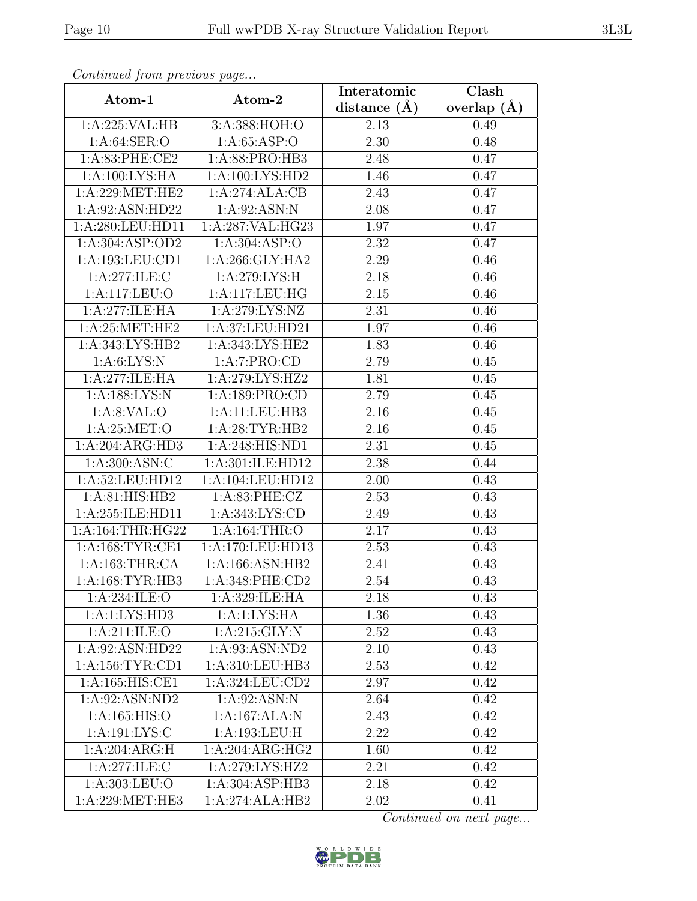*Continued from previous page...*

| Atom-1 | Atom-2 | Interatomic distance (Å) | Clash overlap (Å) |
|---|---|---|---|
| 1:A:225:VAL:HB | 3:A:388:HOH:O | 2.13 | 0.49 |
| 1:A:64:SER:O | 1:A:65:ASP:O | 2.30 | 0.48 |
| 1:A:83:PHE:CE2 | 1:A:88:PRO:HB3 | 2.48 | 0.47 |
| 1:A:100:LYS:HA | 1:A:100:LYS:HD2 | 1.46 | 0.47 |
| 1:A:229:MET:HE2 | 1:A:274:ALA:CB | 2.43 | 0.47 |
| 1:A:92:ASN:HD22 | 1:A:92:ASN:N | 2.08 | 0.47 |
| 1:A:280:LEU:HD11 | 1:A:287:VAL:HG23 | 1.97 | 0.47 |
| 1:A:304:ASP:OD2 | 1:A:304:ASP:O | 2.32 | 0.47 |
| 1:A:193:LEU:CD1 | 1:A:266:GLY:HA2 | 2.29 | 0.46 |
| 1:A:277:ILE:C | 1:A:279:LYS:H | 2.18 | 0.46 |
| 1:A:117:LEU:O | 1:A:117:LEU:HG | 2.15 | 0.46 |
| 1:A:277:ILE:HA | 1:A:279:LYS:NZ | 2.31 | 0.46 |
| 1:A:25:MET:HE2 | 1:A:37:LEU:HD21 | 1.97 | 0.46 |
| 1:A:343:LYS:HB2 | 1:A:343:LYS:HE2 | 1.83 | 0.46 |
| 1:A:6:LYS:N | 1:A:7:PRO:CD | 2.79 | 0.45 |
| 1:A:277:ILE:HA | 1:A:279:LYS:HZ2 | 1.81 | 0.45 |
| 1:A:188:LYS:N | 1:A:189:PRO:CD | 2.79 | 0.45 |
| 1:A:8:VAL:O | 1:A:11:LEU:HB3 | 2.16 | 0.45 |
| 1:A:25:MET:O | 1:A:28:TYR:HB2 | 2.16 | 0.45 |
| 1:A:204:ARG:HD3 | 1:A:248:HIS:ND1 | 2.31 | 0.45 |
| 1:A:300:ASN:C | 1:A:301:ILE:HD12 | 2.38 | 0.44 |
| 1:A:52:LEU:HD12 | 1:A:104:LEU:HD12 | 2.00 | 0.43 |
| 1:A:81:HIS:HB2 | 1:A:83:PHE:CZ | 2.53 | 0.43 |
| 1:A:255:ILE:HD11 | 1:A:343:LYS:CD | 2.49 | 0.43 |
| 1:A:164:THR:HG22 | 1:A:164:THR:O | 2.17 | 0.43 |
| 1:A:168:TYR:CE1 | 1:A:170:LEU:HD13 | 2.53 | 0.43 |
| 1:A:163:THR:CA | 1:A:166:ASN:HB2 | 2.41 | 0.43 |
| 1:A:168:TYR:HB3 | 1:A:348:PHE:CD2 | 2.54 | 0.43 |
| 1:A:234:ILE:O | 1:A:329:ILE:HA | 2.18 | 0.43 |
| 1:A:1:LYS:HD3 | 1:A:1:LYS:HA | 1.36 | 0.43 |
| 1:A:211:ILE:O | 1:A:215:GLY:N | 2.52 | 0.43 |
| 1:A:92:ASN:HD22 | 1:A:93:ASN:ND2 | 2.10 | 0.43 |
| 1:A:156:TYR:CD1 | 1:A:310:LEU:HB3 | 2.53 | 0.42 |
| 1:A:165:HIS:CE1 | 1:A:324:LEU:CD2 | 2.97 | 0.42 |
| 1:A:92:ASN:ND2 | 1:A:92:ASN:N | 2.64 | 0.42 |
| 1:A:165:HIS:O | 1:A:167:ALA:N | 2.43 | 0.42 |
| 1:A:191:LYS:C | 1:A:193:LEU:H | 2.22 | 0.42 |
| 1:A:204:ARG:H | 1:A:204:ARG:HG2 | 1.60 | 0.42 |
| 1:A:277:ILE:C | 1:A:279:LYS:HZ2 | 2.21 | 0.42 |
| 1:A:303:LEU:O | 1:A:304:ASP:HB3 | 2.18 | 0.42 |
| 1:A:229:MET:HE3 | 1:A:274:ALA:HB2 | 2.02 | 0.41 |

*Continued on next page...*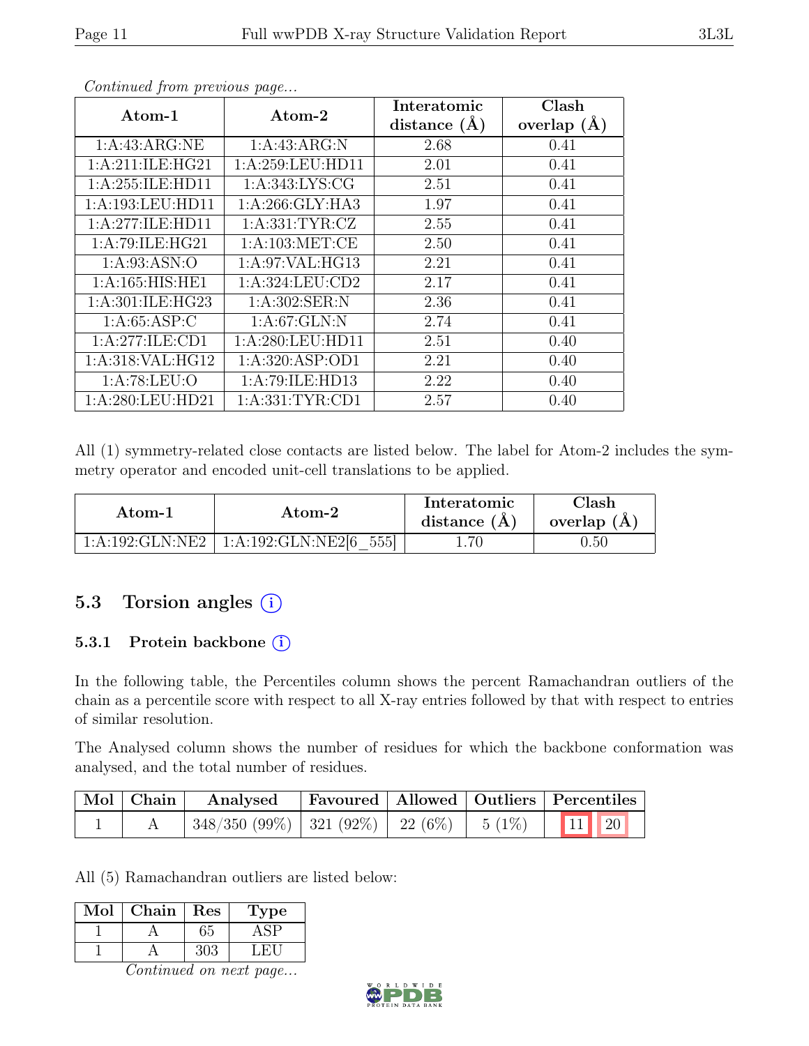*Continued from previous page...*

| Atom-1 | Atom-2 | Interatomic distance (Å) | Clash overlap (Å) |
|---|---|---|---|
| 1:A:43:ARG:NE | 1:A:43:ARG:N | 2.68 | 0.41 |
| 1:A:211:ILE:HG21 | 1:A:259:LEU:HD11 | 2.01 | 0.41 |
| 1:A:255:ILE:HD11 | 1:A:343:LYS:CG | 2.51 | 0.41 |
| 1:A:193:LEU:HD11 | 1:A:266:GLY:HA3 | 1.97 | 0.41 |
| 1:A:277:ILE:HD11 | 1:A:331:TYR:CZ | 2.55 | 0.41 |
| 1:A:79:ILE:HG21 | 1:A:103:MET:CE | 2.50 | 0.41 |
| 1:A:93:ASN:O | 1:A:97:VAL:HG13 | 2.21 | 0.41 |
| 1:A:165:HIS:HE1 | 1:A:324:LEU:CD2 | 2.17 | 0.41 |
| 1:A:301:ILE:HG23 | 1:A:302:SER:N | 2.36 | 0.41 |
| 1:A:65:ASP:C | 1:A:67:GLN:N | 2.74 | 0.41 |
| 1:A:277:ILE:CD1 | 1:A:280:LEU:HD11 | 2.51 | 0.40 |
| 1:A:318:VAL:HG12 | 1:A:320:ASP:OD1 | 2.21 | 0.40 |
| 1:A:78:LEU:O | 1:A:79:ILE:HD13 | 2.22 | 0.40 |
| 1:A:280:LEU:HD21 | 1:A:331:TYR:CD1 | 2.57 | 0.40 |

All (1) symmetry-related close contacts are listed below. The label for Atom-2 includes the symmetry operator and encoded unit-cell translations to be applied.

| Atom-1 | Atom-2 | Interatomic distance (Å) | Clash overlap (Å) |
|---|---|---|---|
| 1:A:192:GLN:NE2 | 1:A:192:GLN:NE2[6_555] | 1.70 | 0.50 |

## 5.3 Torsion angles

### 5.3.1 Protein backbone

In the following table, the Percentiles column shows the percent Ramachandran outliers of the chain as a percentile score with respect to all X-ray entries followed by that with respect to entries of similar resolution.

The Analysed column shows the number of residues for which the backbone conformation was analysed, and the total number of residues.

| Mol | Chain | Analysed | Favoured | Allowed | Outliers | Percentiles |
|---|---|---|---|---|---|---|
| 1 | A | 348/350 (99%) | 321 (92%) | 22 (6%) | 5 (1%) | 11 20 |

All (5) Ramachandran outliers are listed below:

| Mol | Chain | Res | Type |
|---|---|---|---|
| 1 | A | 65 | ASP |
| 1 | A | 303 | LEU |

*Continued on next page...*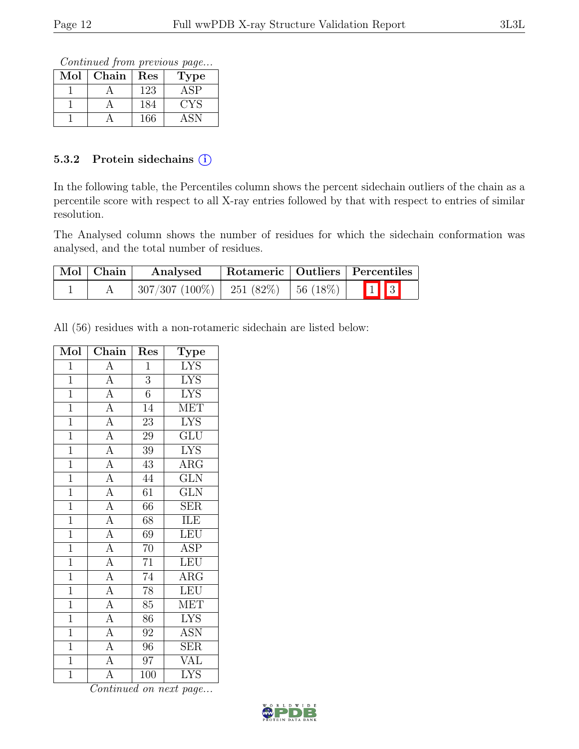*Continued from previous page...*

| Mol | Chain | Res | Type |
|---|---|---|---|
| 1 | A | 123 | ASP |
| 1 | A | 184 | CYS |
| 1 | A | 166 | ASN |

### 5.3.2 Protein sidechains (i)

In the following table, the Percentiles column shows the percent sidechain outliers of the chain as a percentile score with respect to all X-ray entries followed by that with respect to entries of similar resolution.

The Analysed column shows the number of residues for which the sidechain conformation was analysed, and the total number of residues.

| Mol | Chain | Analysed | Rotameric | Outliers | Percentiles |
|---|---|---|---|---|---|
| 1 | A | 307/307 (100%) | 251 (82%) | 56 (18%) | 1 3 |

All (56) residues with a non-rotameric sidechain are listed below:

| Mol | Chain | Res | Type |
|---|---|---|---|
| 1 | A | 1 | LYS |
| 1 | A | 3 | LYS |
| 1 | A | 6 | LYS |
| 1 | A | 14 | MET |
| 1 | A | 23 | LYS |
| 1 | A | 29 | GLU |
| 1 | A | 39 | LYS |
| 1 | A | 43 | ARG |
| 1 | A | 44 | GLN |
| 1 | A | 61 | GLN |
| 1 | A | 66 | SER |
| 1 | A | 68 | ILE |
| 1 | A | 69 | LEU |
| 1 | A | 70 | ASP |
| 1 | A | 71 | LEU |
| 1 | A | 74 | ARG |
| 1 | A | 78 | LEU |
| 1 | A | 85 | MET |
| 1 | A | 86 | LYS |
| 1 | A | 92 | ASN |
| 1 | A | 96 | SER |
| 1 | A | 97 | VAL |
| 1 | A | 100 | LYS |

*Continued on next page...*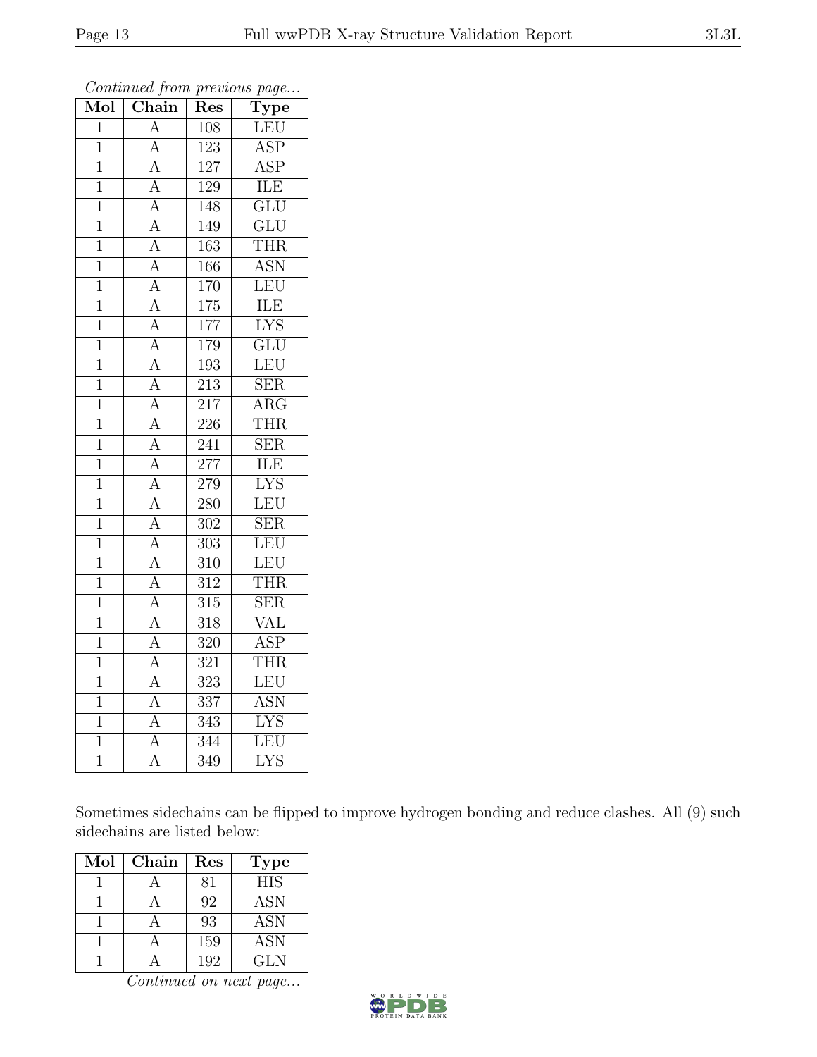*Continued from previous page...*

| Mol | Chain | Res | Type |
|---|---|---|---|
| 1 | A | 108 | LEU |
| 1 | A | 123 | ASP |
| 1 | A | 127 | ASP |
| 1 | A | 129 | ILE |
| 1 | A | 148 | GLU |
| 1 | A | 149 | GLU |
| 1 | A | 163 | THR |
| 1 | A | 166 | ASN |
| 1 | A | 170 | LEU |
| 1 | A | 175 | ILE |
| 1 | A | 177 | LYS |
| 1 | A | 179 | GLU |
| 1 | A | 193 | LEU |
| 1 | A | 213 | SER |
| 1 | A | 217 | ARG |
| 1 | A | 226 | THR |
| 1 | A | 241 | SER |
| 1 | A | 277 | ILE |
| 1 | A | 279 | LYS |
| 1 | A | 280 | LEU |
| 1 | A | 302 | SER |
| 1 | A | 303 | LEU |
| 1 | A | 310 | LEU |
| 1 | A | 312 | THR |
| 1 | A | 315 | SER |
| 1 | A | 318 | VAL |
| 1 | A | 320 | ASP |
| 1 | A | 321 | THR |
| 1 | A | 323 | LEU |
| 1 | A | 337 | ASN |
| 1 | A | 343 | LYS |
| 1 | A | 344 | LEU |
| 1 | A | 349 | LYS |

Sometimes sidechains can be flipped to improve hydrogen bonding and reduce clashes. All (9) such sidechains are listed below:

| Mol | Chain | Res | Type |
|---|---|---|---|
| 1 | A | 81 | HIS |
| 1 | A | 92 | ASN |
| 1 | A | 93 | ASN |
| 1 | A | 159 | ASN |
| 1 | A | 192 | GLN |

*Continued on next page...*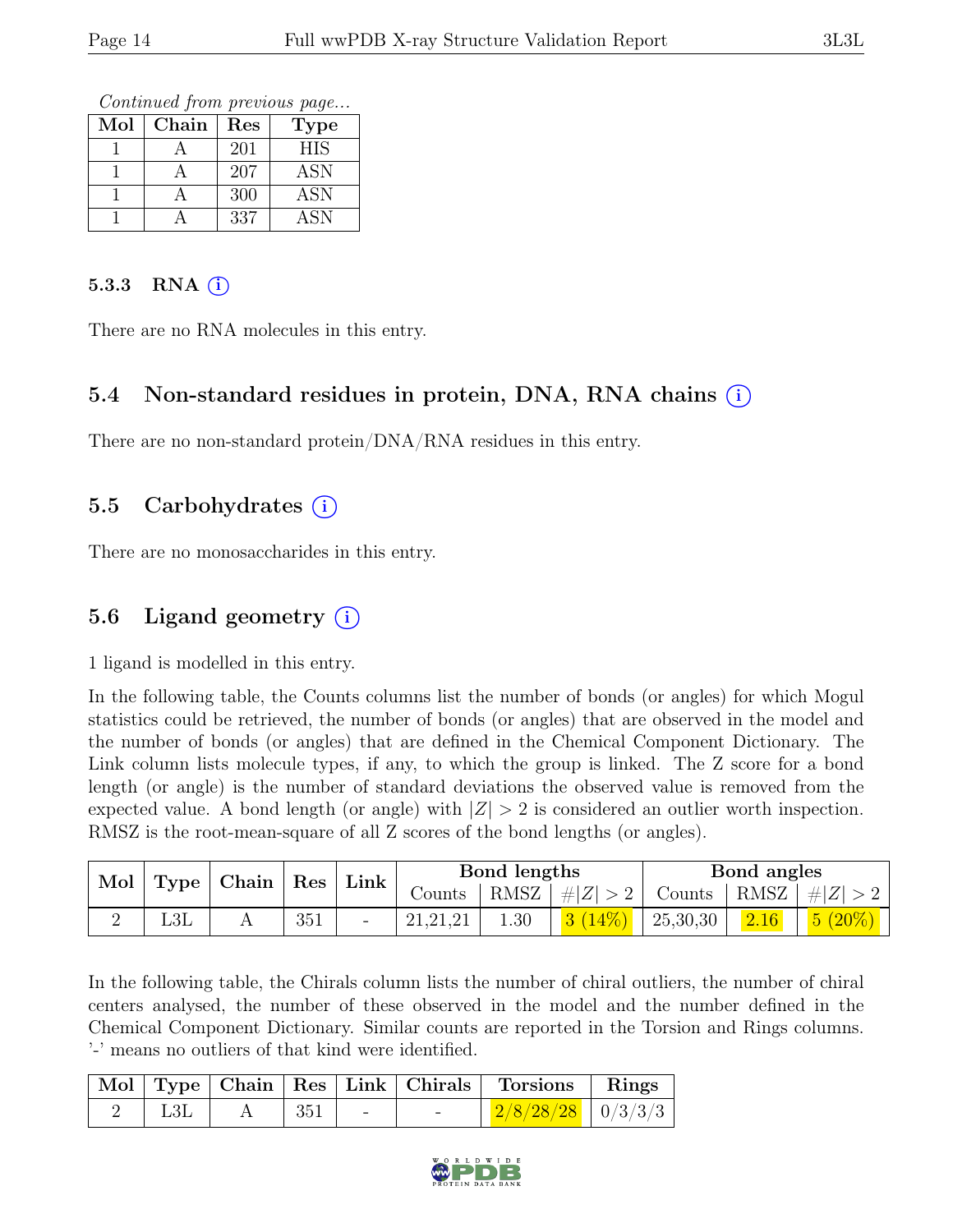*Continued from previous page...*

| Mol | Chain | Res | Type |
|---|---|---|---|
| 1 | A | 201 | HIS |
| 1 | A | 207 | ASN |
| 1 | A | 300 | ASN |
| 1 | A | 337 | ASN |

#### 5.3.3 RNA (i)

There are no RNA molecules in this entry.

### 5.4 Non-standard residues in protein, DNA, RNA chains (i)

There are no non-standard protein/DNA/RNA residues in this entry.

### 5.5 Carbohydrates (i)

There are no monosaccharides in this entry.

### 5.6 Ligand geometry (i)

1 ligand is modelled in this entry.

In the following table, the Counts columns list the number of bonds (or angles) for which Mogul statistics could be retrieved, the number of bonds (or angles) that are observed in the model and the number of bonds (or angles) that are defined in the Chemical Component Dictionary. The Link column lists molecule types, if any, to which the group is linked. The Z score for a bond length (or angle) is the number of standard deviations the observed value is removed from the expected value. A bond length (or angle) with $|Z| > 2$ is considered an outlier worth inspection. RMSZ is the root-mean-square of all Z scores of the bond lengths (or angles).

| Mol | Type | Chain | Res | Link | Bond lengths | | | Bond angles | | |
|---|---|---|---|---|---|---|---|---|---|---|
| | | | | | Counts | RMSZ | $\#\|Z\| > 2$ | Counts | RMSZ | $\#\|Z\| > 2$ |
| 2 | L3L | A | 351 | - | 21,21,21 | 1.30 | 3 (14%) | 25,30,30 | 2.16 | 5 (20%) |

In the following table, the Chirals column lists the number of chiral outliers, the number of chiral centers analysed, the number of these observed in the model and the number defined in the Chemical Component Dictionary. Similar counts are reported in the Torsion and Rings columns. '-' means no outliers of that kind were identified.

| Mol | Type | Chain | Res | Link | Chirals | Torsions | Rings |
|---|---|---|---|---|---|---|---|
| 2 | L3L | A | 351 | - | - | 2/8/28/28 | 0/3/3/3 |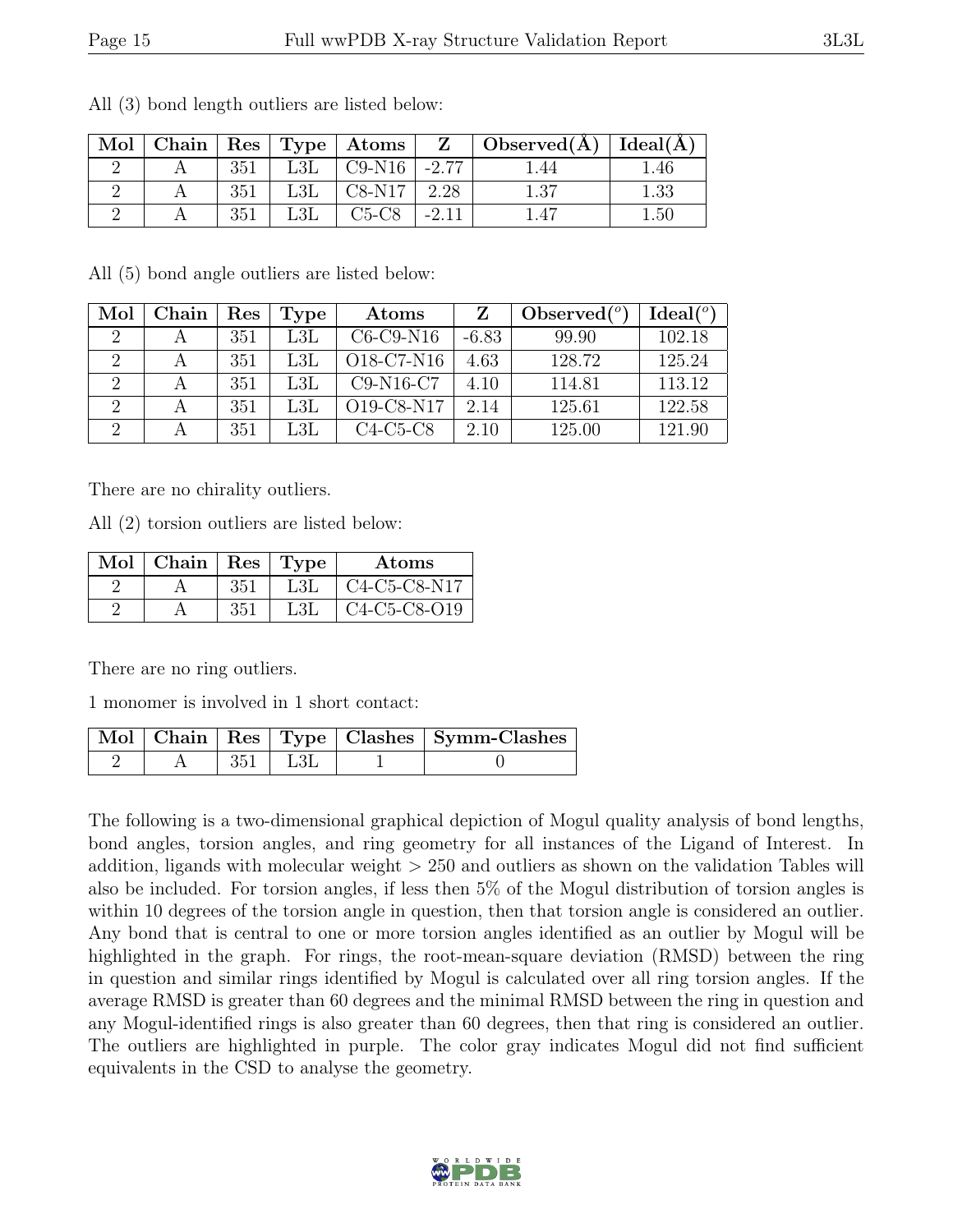All (3) bond length outliers are listed below:

| Mol | Chain | Res | Type | Atoms | Z | Observed(Å) | Ideal(Å) |
|---|---|---|---|---|---|---|---|
| 2 | A | 351 | L3L | C9-N16 | -2.77 | 1.44 | 1.46 |
| 2 | A | 351 | L3L | C8-N17 | 2.28 | 1.37 | 1.33 |
| 2 | A | 351 | L3L | C5-C8 | -2.11 | 1.47 | 1.50 |

All (5) bond angle outliers are listed below:

| Mol | Chain | Res | Type | Atoms | Z | Observed(°) | Ideal(°) |
|---|---|---|---|---|---|---|---|
| 2 | A | 351 | L3L | C6-C9-N16 | -6.83 | 99.90 | 102.18 |
| 2 | A | 351 | L3L | O18-C7-N16 | 4.63 | 128.72 | 125.24 |
| 2 | A | 351 | L3L | C9-N16-C7 | 4.10 | 114.81 | 113.12 |
| 2 | A | 351 | L3L | O19-C8-N17 | 2.14 | 125.61 | 122.58 |
| 2 | A | 351 | L3L | C4-C5-C8 | 2.10 | 125.00 | 121.90 |

There are no chirality outliers.

All (2) torsion outliers are listed below:

| Mol | Chain | Res | Type | Atoms |
|---|---|---|---|---|
| 2 | A | 351 | L3L | C4-C5-C8-N17 |
| 2 | A | 351 | L3L | C4-C5-C8-O19 |

There are no ring outliers.

1 monomer is involved in 1 short contact:

| Mol | Chain | Res | Type | Clashes | Symm-Clashes |
|---|---|---|---|---|---|
| 2 | A | 351 | L3L | 1 | 0 |

The following is a two-dimensional graphical depiction of Mogul quality analysis of bond lengths, bond angles, torsion angles, and ring geometry for all instances of the Ligand of Interest. In addition, ligands with molecular weight > 250 and outliers as shown on the validation Tables will also be included. For torsion angles, if less then 5% of the Mogul distribution of torsion angles is within 10 degrees of the torsion angle in question, then that torsion angle is considered an outlier. Any bond that is central to one or more torsion angles identified as an outlier by Mogul will be highlighted in the graph. For rings, the root-mean-square deviation (RMSD) between the ring in question and similar rings identified by Mogul is calculated over all ring torsion angles. If the average RMSD is greater than 60 degrees and the minimal RMSD between the ring in question and any Mogul-identified rings is also greater than 60 degrees, then that ring is considered an outlier. The outliers are highlighted in purple. The color gray indicates Mogul did not find sufficient equivalents in the CSD to analyse the geometry.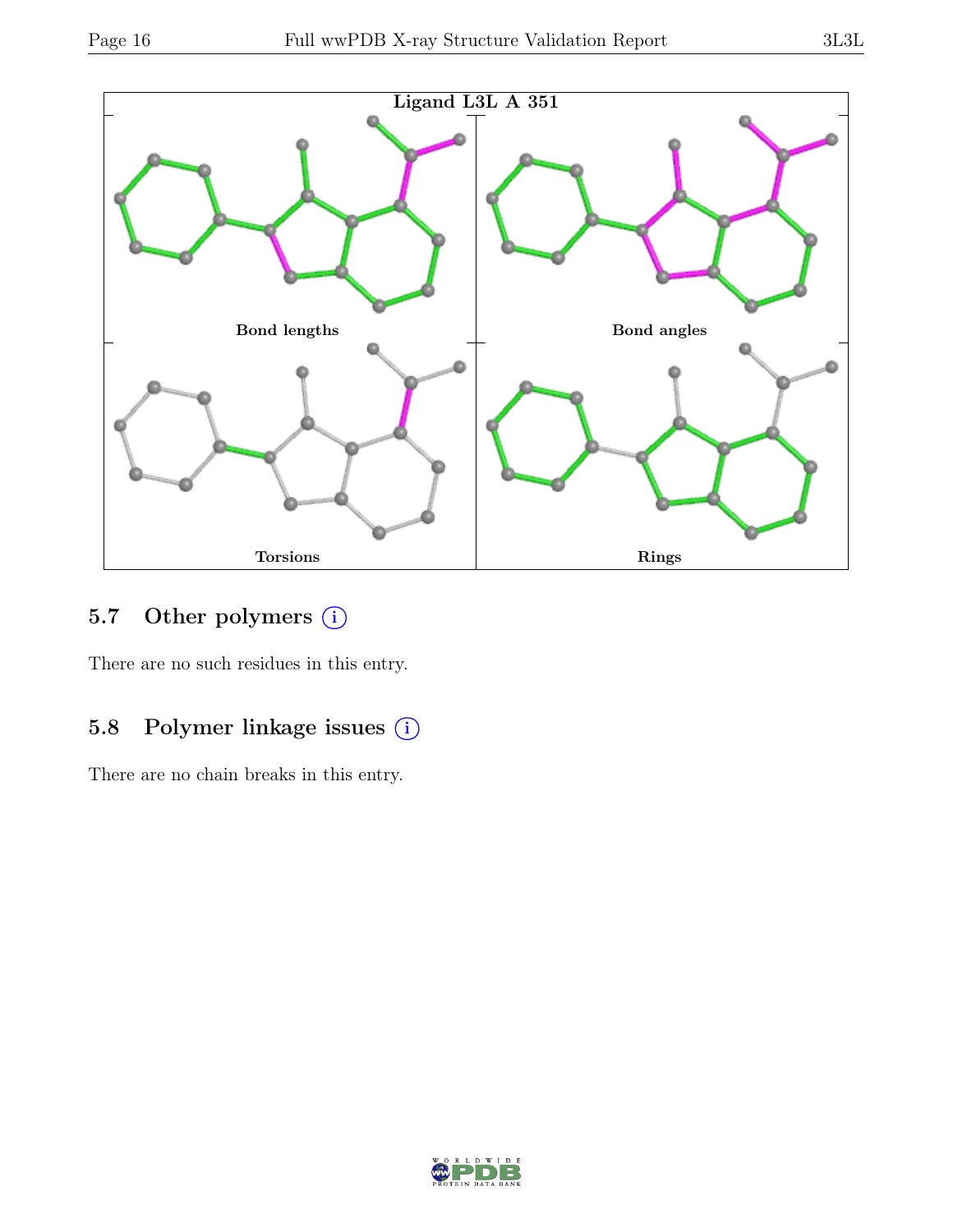Ligand L3L A 351

Bond lengths

Bond angles

Torsions

Rings

### 5.7 Other polymers (i)

There are no such residues in this entry.

### 5.8 Polymer linkage issues (i)

There are no chain breaks in this entry.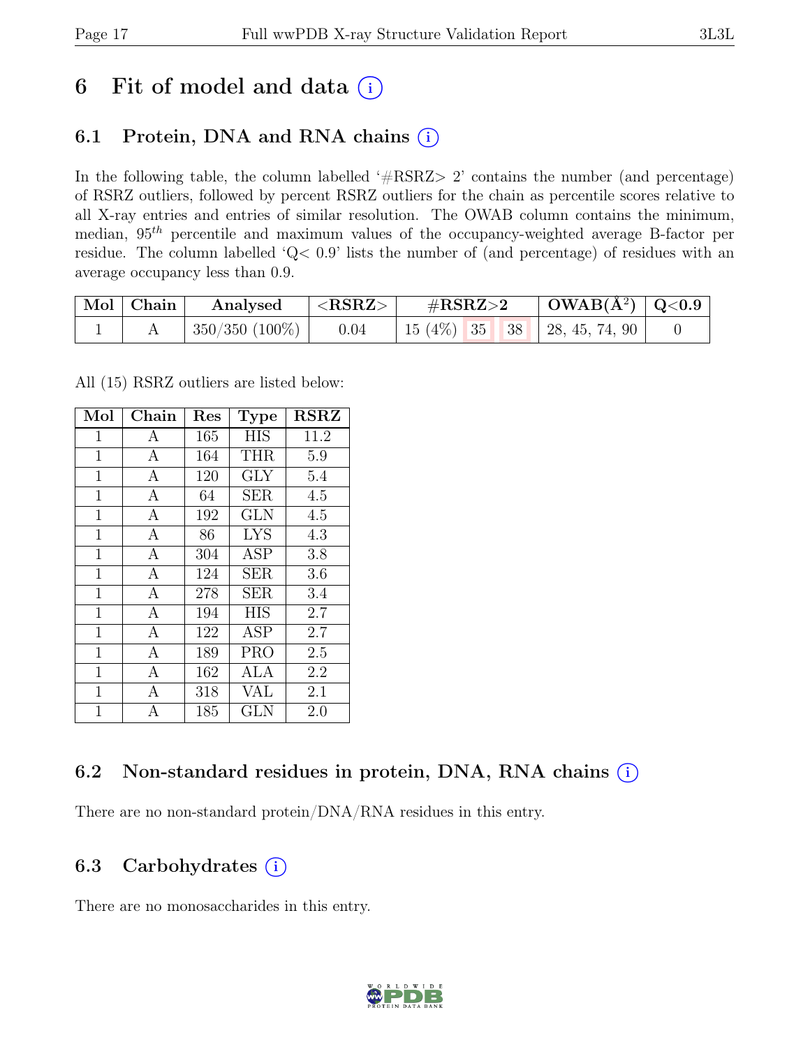# 6 Fit of model and data (i)

## 6.1 Protein, DNA and RNA chains (i)

In the following table, the column labelled '#RSRZ> 2' contains the number (and percentage) of RSRZ outliers, followed by percent RSRZ outliers for the chain as percentile scores relative to all X-ray entries and entries of similar resolution. The OWAB column contains the minimum, median, $95^{th}$ percentile and maximum values of the occupancy-weighted average B-factor per residue. The column labelled 'Q< 0.9' lists the number of (and percentage) of residues with an average occupancy less than 0.9.

| Mol | Chain | Analysed | <RSRZ> | #RSRZ>2 | | | OWAB(Å$^2$) | Q<0.9 |
|---|---|---|---|---|---|---|---|---|
| 1 | A | 350/350 (100%) | 0.04 | 15 (4%) | 35 | 38 | 28, 45, 74, 90 | 0 |

All (15) RSRZ outliers are listed below:

| Mol | Chain | Res | Type | RSRZ |
|---|---|---|---|---|
| 1 | A | 165 | HIS | 11.2 |
| 1 | A | 164 | THR | 5.9 |
| 1 | A | 120 | GLY | 5.4 |
| 1 | A | 64 | SER | 4.5 |
| 1 | A | 192 | GLN | 4.5 |
| 1 | A | 86 | LYS | 4.3 |
| 1 | A | 304 | ASP | 3.8 |
| 1 | A | 124 | SER | 3.6 |
| 1 | A | 278 | SER | 3.4 |
| 1 | A | 194 | HIS | 2.7 |
| 1 | A | 122 | ASP | 2.7 |
| 1 | A | 189 | PRO | 2.5 |
| 1 | A | 162 | ALA | 2.2 |
| 1 | A | 318 | VAL | 2.1 |
| 1 | A | 185 | GLN | 2.0 |

## 6.2 Non-standard residues in protein, DNA, RNA chains (i)

There are no non-standard protein/DNA/RNA residues in this entry.

## 6.3 Carbohydrates (i)

There are no monosaccharides in this entry.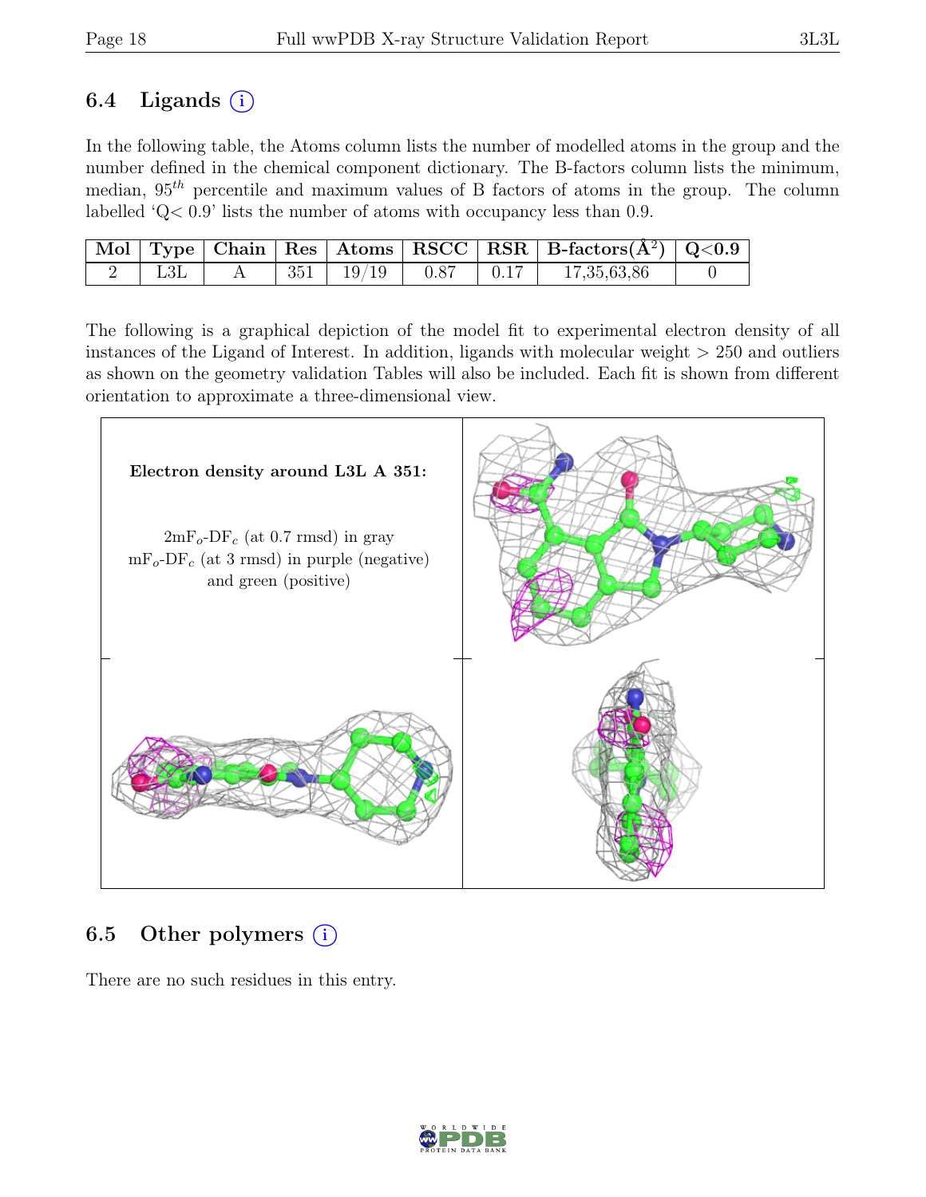## 6.4 Ligands (i)

In the following table, the Atoms column lists the number of modelled atoms in the group and the number defined in the chemical component dictionary. The B-factors column lists the minimum, median, $95^{th}$ percentile and maximum values of B factors of atoms in the group. The column labelled 'Q< 0.9' lists the number of atoms with occupancy less than 0.9.

| Mol | Type | Chain | Res | Atoms | RSCC | RSR | B-factors($Å^2$) | Q<0.9 |
|---|---|---|---|---|---|---|---|---|
| 2 | L3L | A | 351 | 19/19 | 0.87 | 0.17 | 17,35,63,86 | 0 |

The following is a graphical depiction of the model fit to experimental electron density of all instances of the Ligand of Interest. In addition, ligands with molecular weight > 250 and outliers as shown on the geometry validation Tables will also be included. Each fit is shown from different orientation to approximate a three-dimensional view.

**Electron density around L3L A 351:**

$2mF_o$-$DF_c$ (at 0.7 rmsd) in gray
$mF_o$-$DF_c$ (at 3 rmsd) in purple (negative) and green (positive)

## 6.5 Other polymers (i)

There are no such residues in this entry.